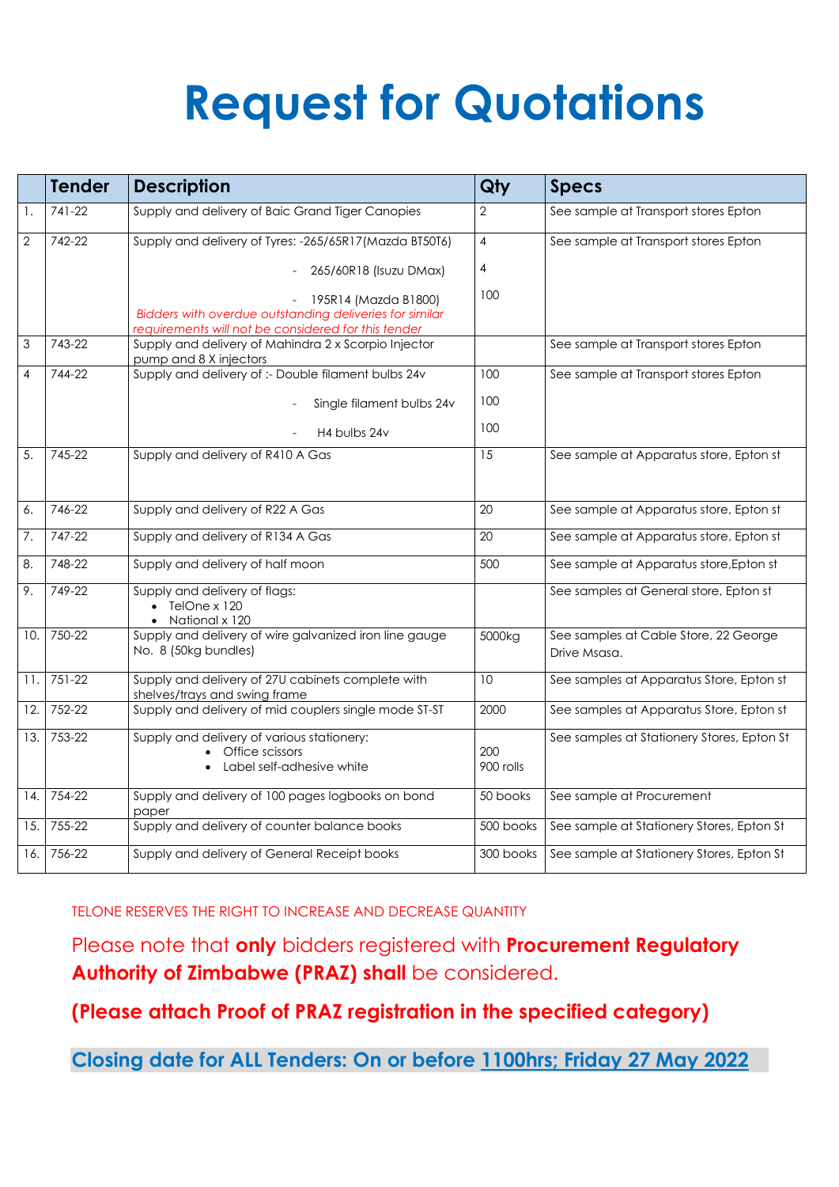# Request for Quotations

| | Tender | Description | Qty | Specs |
|---|---|---|---|---|
| 1. | 741-22 | Supply and delivery of Baic Grand Tiger Canopies | 2 | See sample at Transport stores Epton |
| 2 | 742-22 | Supply and delivery of Tyres: -265/65R17(Mazda BT50T6)<br>- 265/60R18 (Isuzu DMax)<br>- 195R14 (Mazda B1800)<br>*Bidders with overdue outstanding deliveries for similar requirements will not be considered for this tender* | 4<br>4<br>100 | See sample at Transport stores Epton |
| 3 | 743-22 | Supply and delivery of Mahindra 2 x Scorpio Injector pump and 8 X injectors | | See sample at Transport stores Epton |
| 4 | 744-22 | Supply and delivery of :- Double filament bulbs 24v<br>- Single filament bulbs 24v<br>- H4 bulbs 24v | 100<br>100<br>100 | See sample at Transport stores Epton |
| 5. | 745-22 | Supply and delivery of R410 A Gas | 15 | See sample at Apparatus store, Epton st |
| 6. | 746-22 | Supply and delivery of R22 A Gas | 20 | See sample at Apparatus store, Epton st |
| 7. | 747-22 | Supply and delivery of R134 A Gas | 20 | See sample at Apparatus store, Epton st |
| 8. | 748-22 | Supply and delivery of half moon | 500 | See sample at Apparatus store,Epton st |
| 9. | 749-22 | Supply and delivery of flags:<br>• TelOne x 120<br>• National x 120 | | See samples at General store, Epton st |
| 10. | 750-22 | Supply and delivery of wire galvanized iron line gauge No. 8 (50kg bundles) | 5000kg | See samples at Cable Store, 22 George Drive Msasa. |
| 11. | 751-22 | Supply and delivery of 27U cabinets complete with shelves/trays and swing frame | 10 | See samples at Apparatus Store, Epton st |
| 12. | 752-22 | Supply and delivery of mid couplers single mode ST-ST | 2000 | See samples at Apparatus Store, Epton st |
| 13. | 753-22 | Supply and delivery of various stationery:<br>• Office scissors<br>• Label self-adhesive white | 200<br>900 rolls | See samples at Stationery Stores, Epton St |
| 14. | 754-22 | Supply and delivery of 100 pages logbooks on bond paper | 50 books | See sample at Procurement |
| 15. | 755-22 | Supply and delivery of counter balance books | 500 books | See sample at Stationery Stores, Epton St |
| 16. | 756-22 | Supply and delivery of General Receipt books | 300 books | See sample at Stationery Stores, Epton St |

TELONE RESERVES THE RIGHT TO INCREASE AND DECREASE QUANTITY

Please note that **only** bidders registered with **Procurement Regulatory Authority of Zimbabwe (PRAZ) shall** be considered.

**(Please attach Proof of PRAZ registration in the specified category)**

**Closing date for ALL Tenders: On or before 1100hrs; Friday 27 May 2022**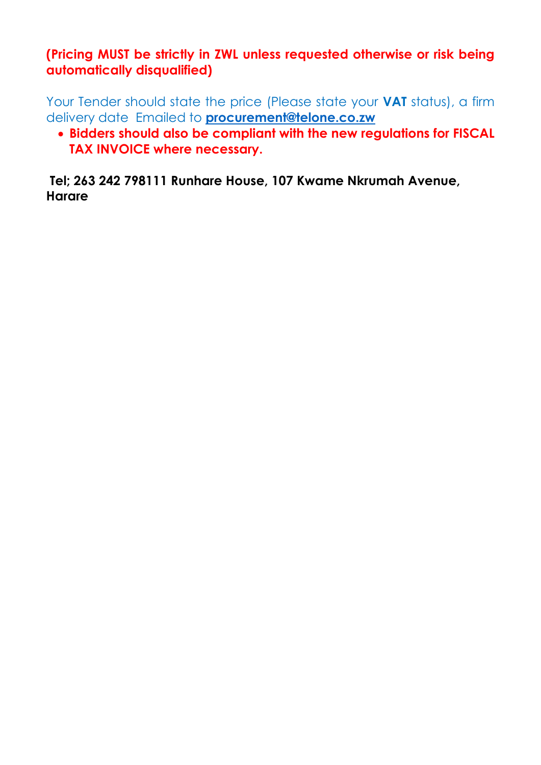**(Pricing MUST be strictly in ZWL unless requested otherwise or risk being automatically disqualified)**

Your Tender should state the price (Please state your **VAT** status), a firm delivery date Emailed to **procurement@telone.co.zw**

- **Bidders should also be compliant with the new regulations for FISCAL TAX INVOICE where necessary.**

**Tel; 263 242 798111 Runhare House, 107 Kwame Nkrumah Avenue, Harare**